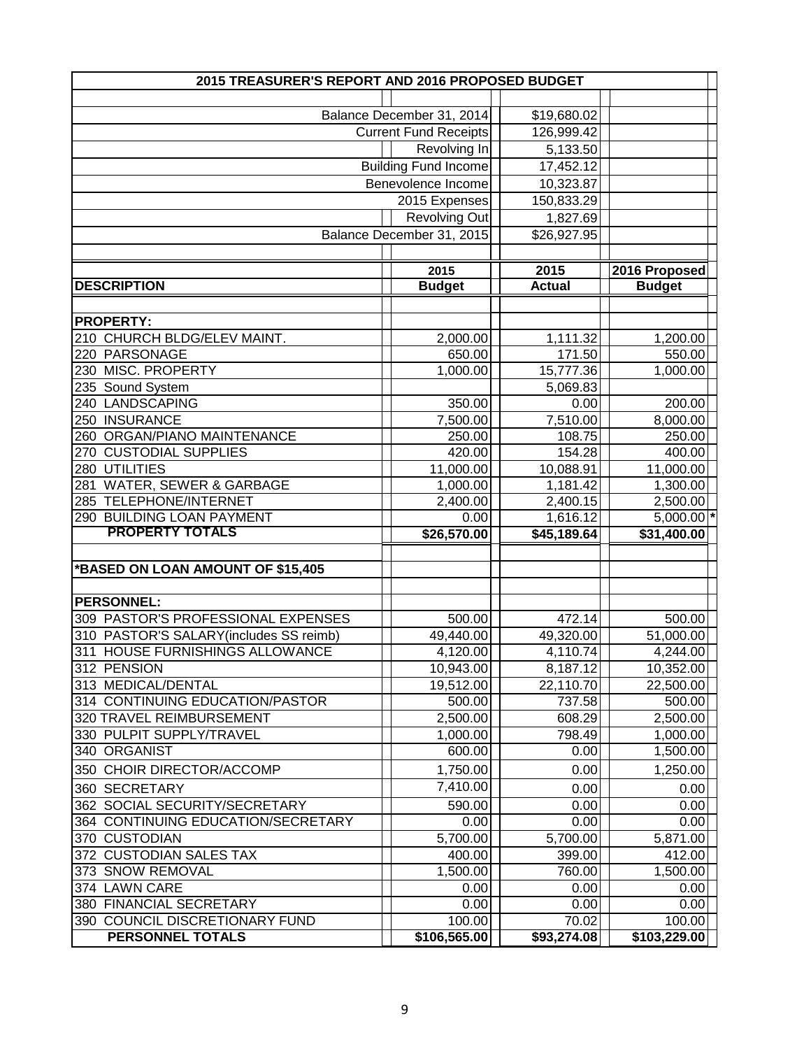## 2015 TREASURER'S REPORT AND 2016 PROPOSED BUDGET

| | |
|---|---|
| Balance December 31, 2014 | $19,680.02 |
| Current Fund Receipts | 126,999.42 |
| Revolving In | 5,133.50 |
| Building Fund Income | 17,452.12 |
| Benevolence Income | 10,323.87 |
| 2015 Expenses | 150,833.29 |
| Revolving Out | 1,827.69 |
| Balance December 31, 2015 | $26,927.95 |

| DESCRIPTION | 2015 Budget | 2015 Actual | 2016 Proposed Budget |
|---|---|---|---|
| **PROPERTY:** | | | |
| 210 CHURCH BLDG/ELEV MAINT. | 2,000.00 | 1,111.32 | 1,200.00 |
| 220 PARSONAGE | 650.00 | 171.50 | 550.00 |
| 230 MISC. PROPERTY | 1,000.00 | 15,777.36 | 1,000.00 |
| 235 Sound System | | 5,069.83 | |
| 240 LANDSCAPING | 350.00 | 0.00 | 200.00 |
| 250 INSURANCE | 7,500.00 | 7,510.00 | 8,000.00 |
| 260 ORGAN/PIANO MAINTENANCE | 250.00 | 108.75 | 250.00 |
| 270 CUSTODIAL SUPPLIES | 420.00 | 154.28 | 400.00 |
| 280 UTILITIES | 11,000.00 | 10,088.91 | 11,000.00 |
| 281 WATER, SEWER & GARBAGE | 1,000.00 | 1,181.42 | 1,300.00 |
| 285 TELEPHONE/INTERNET | 2,400.00 | 2,400.15 | 2,500.00 |
| 290 BUILDING LOAN PAYMENT | 0.00 | 1,616.12 | 5,000.00 * |
| **PROPERTY TOTALS** | **$26,570.00** | **$45,189.64** | **$31,400.00** |
| **\*BASED ON LOAN AMOUNT OF $15,405** | | | |
| **PERSONNEL:** | | | |
| 309 PASTOR'S PROFESSIONAL EXPENSES | 500.00 | 472.14 | 500.00 |
| 310 PASTOR'S SALARY(includes SS reimb) | 49,440.00 | 49,320.00 | 51,000.00 |
| 311 HOUSE FURNISHINGS ALLOWANCE | 4,120.00 | 4,110.74 | 4,244.00 |
| 312 PENSION | 10,943.00 | 8,187.12 | 10,352.00 |
| 313 MEDICAL/DENTAL | 19,512.00 | 22,110.70 | 22,500.00 |
| 314 CONTINUING EDUCATION/PASTOR | 500.00 | 737.58 | 500.00 |
| 320 TRAVEL REIMBURSEMENT | 2,500.00 | 608.29 | 2,500.00 |
| 330 PULPIT SUPPLY/TRAVEL | 1,000.00 | 798.49 | 1,000.00 |
| 340 ORGANIST | 600.00 | 0.00 | 1,500.00 |
| 350 CHOIR DIRECTOR/ACCOMP | 1,750.00 | 0.00 | 1,250.00 |
| 360 SECRETARY | 7,410.00 | 0.00 | 0.00 |
| 362 SOCIAL SECURITY/SECRETARY | 590.00 | 0.00 | 0.00 |
| 364 CONTINUING EDUCATION/SECRETARY | 0.00 | 0.00 | 0.00 |
| 370 CUSTODIAN | 5,700.00 | 5,700.00 | 5,871.00 |
| 372 CUSTODIAN SALES TAX | 400.00 | 399.00 | 412.00 |
| 373 SNOW REMOVAL | 1,500.00 | 760.00 | 1,500.00 |
| 374 LAWN CARE | 0.00 | 0.00 | 0.00 |
| 380 FINANCIAL SECRETARY | 0.00 | 0.00 | 0.00 |
| 390 COUNCIL DISCRETIONARY FUND | 100.00 | 70.02 | 100.00 |
| **PERSONNEL TOTALS** | **$106,565.00** | **$93,274.08** | **$103,229.00** |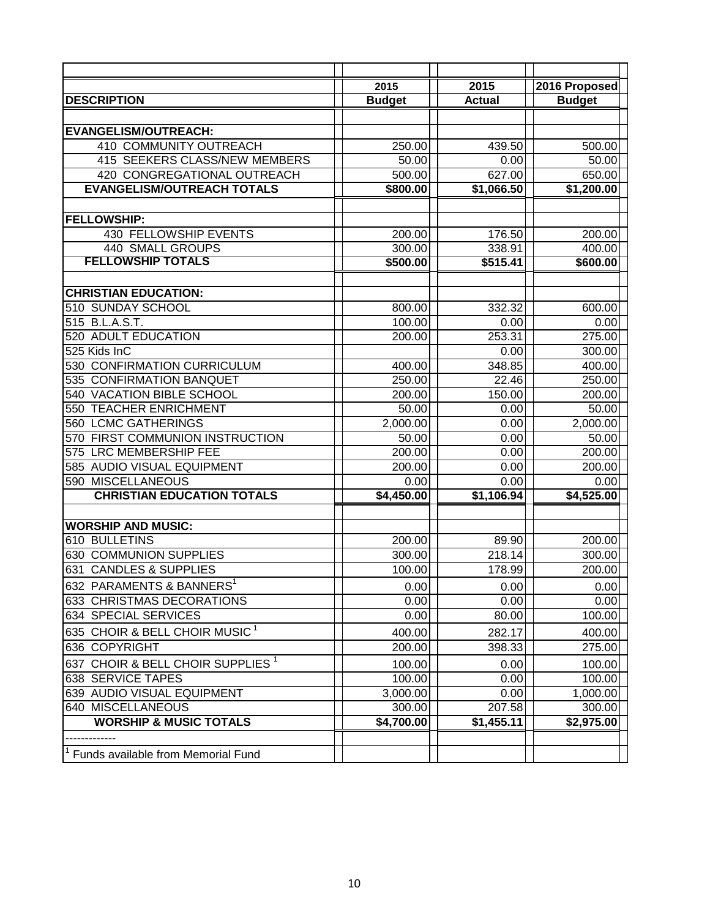| DESCRIPTION | 2015 Budget | 2015 Actual | 2016 Proposed Budget |
|---|---|---|---|
| **EVANGELISM/OUTREACH:** | | | |
| 410 COMMUNITY OUTREACH | 250.00 | 439.50 | 500.00 |
| 415 SEEKERS CLASS/NEW MEMBERS | 50.00 | 0.00 | 50.00 |
| 420 CONGREGATIONAL OUTREACH | 500.00 | 627.00 | 650.00 |
| **EVANGELISM/OUTREACH TOTALS** | **$800.00** | **$1,066.50** | **$1,200.00** |
| **FELLOWSHIP:** | | | |
| 430 FELLOWSHIP EVENTS | 200.00 | 176.50 | 200.00 |
| 440 SMALL GROUPS | 300.00 | 338.91 | 400.00 |
| **FELLOWSHIP TOTALS** | **$500.00** | **$515.41** | **$600.00** |
| **CHRISTIAN EDUCATION:** | | | |
| 510 SUNDAY SCHOOL | 800.00 | 332.32 | 600.00 |
| 515 B.L.A.S.T. | 100.00 | 0.00 | 0.00 |
| 520 ADULT EDUCATION | 200.00 | 253.31 | 275.00 |
| 525 Kids InC | | 0.00 | 300.00 |
| 530 CONFIRMATION CURRICULUM | 400.00 | 348.85 | 400.00 |
| 535 CONFIRMATION BANQUET | 250.00 | 22.46 | 250.00 |
| 540 VACATION BIBLE SCHOOL | 200.00 | 150.00 | 200.00 |
| 550 TEACHER ENRICHMENT | 50.00 | 0.00 | 50.00 |
| 560 LCMC GATHERINGS | 2,000.00 | 0.00 | 2,000.00 |
| 570 FIRST COMMUNION INSTRUCTION | 50.00 | 0.00 | 50.00 |
| 575 LRC MEMBERSHIP FEE | 200.00 | 0.00 | 200.00 |
| 585 AUDIO VISUAL EQUIPMENT | 200.00 | 0.00 | 200.00 |
| 590 MISCELLANEOUS | 0.00 | 0.00 | 0.00 |
| **CHRISTIAN EDUCATION TOTALS** | **$4,450.00** | **$1,106.94** | **$4,525.00** |
| **WORSHIP AND MUSIC:** | | | |
| 610 BULLETINS | 200.00 | 89.90 | 200.00 |
| 630 COMMUNION SUPPLIES | 300.00 | 218.14 | 300.00 |
| 631 CANDLES & SUPPLIES | 100.00 | 178.99 | 200.00 |
| 632 PARAMENTS & BANNERS[1] | 0.00 | 0.00 | 0.00 |
| 633 CHRISTMAS DECORATIONS | 0.00 | 0.00 | 0.00 |
| 634 SPECIAL SERVICES | 0.00 | 80.00 | 100.00 |
| 635 CHOIR & BELL CHOIR MUSIC[1] | 400.00 | 282.17 | 400.00 |
| 636 COPYRIGHT | 200.00 | 398.33 | 275.00 |
| 637 CHOIR & BELL CHOIR SUPPLIES[1] | 100.00 | 0.00 | 100.00 |
| 638 SERVICE TAPES | 100.00 | 0.00 | 100.00 |
| 639 AUDIO VISUAL EQUIPMENT | 3,000.00 | 0.00 | 1,000.00 |
| 640 MISCELLANEOUS | 300.00 | 207.58 | 300.00 |
| **WORSHIP & MUSIC TOTALS** | **$4,700.00** | **$1,455.11** | **$2,975.00** |

-------------

[1] Funds available from Memorial Fund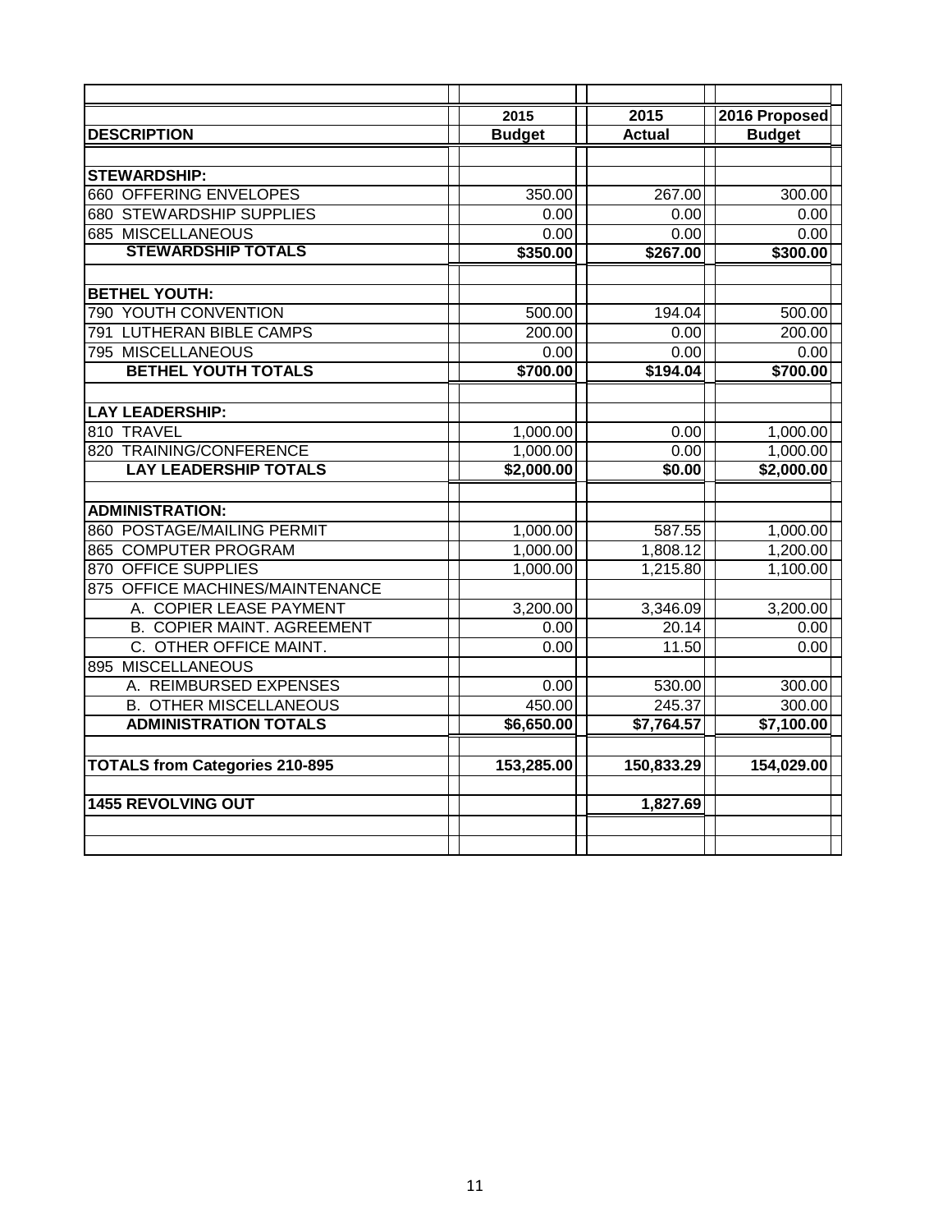| DESCRIPTION | 2015 Budget | 2015 Actual | 2016 Proposed Budget |
|---|---|---|---|
| **STEWARDSHIP:** | | | |
| 660 OFFERING ENVELOPES | 350.00 | 267.00 | 300.00 |
| 680 STEWARDSHIP SUPPLIES | 0.00 | 0.00 | 0.00 |
| 685 MISCELLANEOUS | 0.00 | 0.00 | 0.00 |
| **STEWARDSHIP TOTALS** | **$350.00** | **$267.00** | **$300.00** |
| **BETHEL YOUTH:** | | | |
| 790 YOUTH CONVENTION | 500.00 | 194.04 | 500.00 |
| 791 LUTHERAN BIBLE CAMPS | 200.00 | 0.00 | 200.00 |
| 795 MISCELLANEOUS | 0.00 | 0.00 | 0.00 |
| **BETHEL YOUTH TOTALS** | **$700.00** | **$194.04** | **$700.00** |
| **LAY LEADERSHIP:** | | | |
| 810 TRAVEL | 1,000.00 | 0.00 | 1,000.00 |
| 820 TRAINING/CONFERENCE | 1,000.00 | 0.00 | 1,000.00 |
| **LAY LEADERSHIP TOTALS** | **$2,000.00** | **$0.00** | **$2,000.00** |
| **ADMINISTRATION:** | | | |
| 860 POSTAGE/MAILING PERMIT | 1,000.00 | 587.55 | 1,000.00 |
| 865 COMPUTER PROGRAM | 1,000.00 | 1,808.12 | 1,200.00 |
| 870 OFFICE SUPPLIES | 1,000.00 | 1,215.80 | 1,100.00 |
| 875 OFFICE MACHINES/MAINTENANCE | | | |
| A. COPIER LEASE PAYMENT | 3,200.00 | 3,346.09 | 3,200.00 |
| B. COPIER MAINT. AGREEMENT | 0.00 | 20.14 | 0.00 |
| C. OTHER OFFICE MAINT. | 0.00 | 11.50 | 0.00 |
| 895 MISCELLANEOUS | | | |
| A. REIMBURSED EXPENSES | 0.00 | 530.00 | 300.00 |
| B. OTHER MISCELLANEOUS | 450.00 | 245.37 | 300.00 |
| **ADMINISTRATION TOTALS** | **$6,650.00** | **$7,764.57** | **$7,100.00** |
| **TOTALS from Categories 210-895** | **153,285.00** | **150,833.29** | **154,029.00** |
| **1455 REVOLVING OUT** | | **1,827.69** | |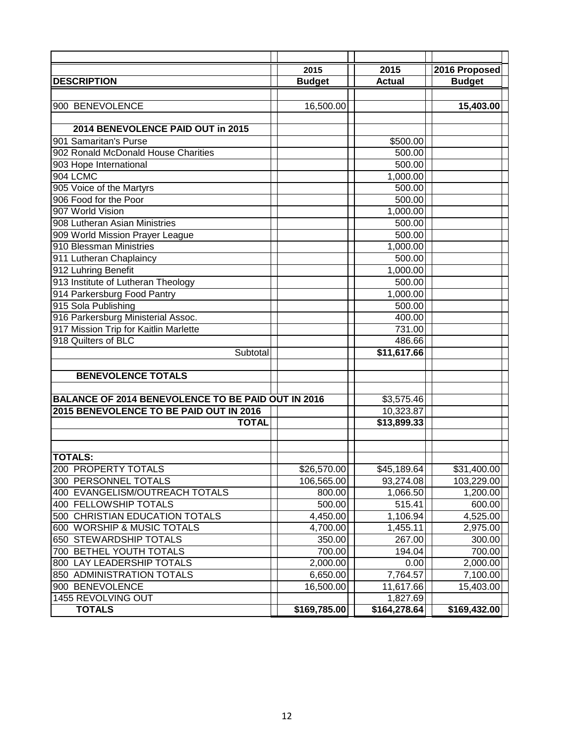| DESCRIPTION | 2015 Budget | 2015 Actual | 2016 Proposed Budget |
|---|---|---|---|
| 900 BENEVOLENCE | 16,500.00 | | **15,403.00** |
| **2014 BENEVOLENCE PAID OUT in 2015** | | | |
| 901 Samaritan's Purse | | $500.00 | |
| 902 Ronald McDonald House Charities | | 500.00 | |
| 903 Hope International | | 500.00 | |
| 904 LCMC | | 1,000.00 | |
| 905 Voice of the Martyrs | | 500.00 | |
| 906 Food for the Poor | | 500.00 | |
| 907 World Vision | | 1,000.00 | |
| 908 Lutheran Asian Ministries | | 500.00 | |
| 909 World Mission Prayer League | | 500.00 | |
| 910 Blessman Ministries | | 1,000.00 | |
| 911 Lutheran Chaplaincy | | 500.00 | |
| 912 Luhring Benefit | | 1,000.00 | |
| 913 Institute of Lutheran Theology | | 500.00 | |
| 914 Parkersburg Food Pantry | | 1,000.00 | |
| 915 Sola Publishing | | 500.00 | |
| 916 Parkersburg Ministerial Assoc. | | 400.00 | |
| 917 Mission Trip for Kaitlin Marlette | | 731.00 | |
| 918 Quilters of BLC | | 486.66 | |
| Subtotal | | **$11,617.66** | |
| **BENEVOLENCE TOTALS** | | | |
| **BALANCE OF 2014 BENEVOLENCE TO BE PAID OUT IN 2016** | | $3,575.46 | |
| **2015 BENEVOLENCE TO BE PAID OUT IN 2016** | | 10,323.87 | |
| **TOTAL** | | **$13,899.33** | |
| **TOTALS:** | | | |
| 200 PROPERTY TOTALS | $26,570.00 | $45,189.64 | $31,400.00 |
| 300 PERSONNEL TOTALS | 106,565.00 | 93,274.08 | 103,229.00 |
| 400 EVANGELISM/OUTREACH TOTALS | 800.00 | 1,066.50 | 1,200.00 |
| 400 FELLOWSHIP TOTALS | 500.00 | 515.41 | 600.00 |
| 500 CHRISTIAN EDUCATION TOTALS | 4,450.00 | 1,106.94 | 4,525.00 |
| 600 WORSHIP & MUSIC TOTALS | 4,700.00 | 1,455.11 | 2,975.00 |
| 650 STEWARDSHIP TOTALS | 350.00 | 267.00 | 300.00 |
| 700 BETHEL YOUTH TOTALS | 700.00 | 194.04 | 700.00 |
| 800 LAY LEADERSHIP TOTALS | 2,000.00 | 0.00 | 2,000.00 |
| 850 ADMINISTRATION TOTALS | 6,650.00 | 7,764.57 | 7,100.00 |
| 900 BENEVOLENCE | 16,500.00 | 11,617.66 | 15,403.00 |
| 1455 REVOLVING OUT | | 1,827.69 | |
| **TOTALS** | **$169,785.00** | **$164,278.64** | **$169,432.00** |